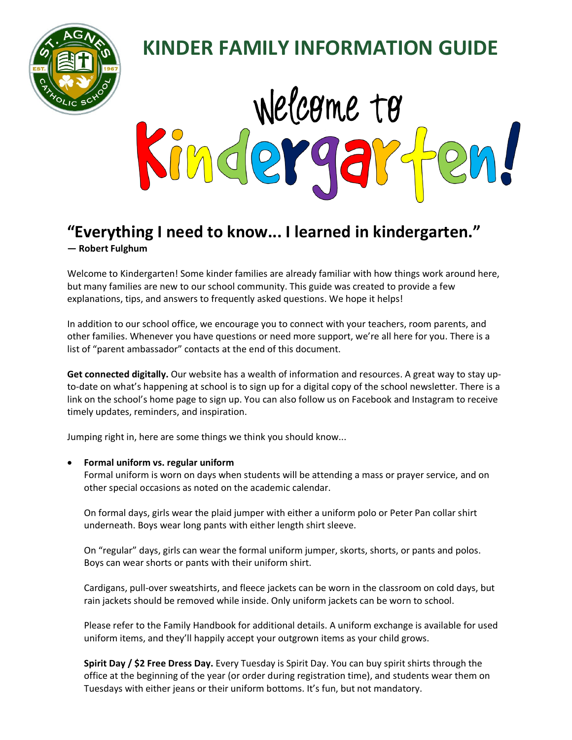# KINDER FAMILY INFORMATION GUIDE

## Welcome to Kindergarten!

## "Everything I need to know... I learned in kindergarten."

**— Robert Fulghum**

Welcome to Kindergarten! Some kinder families are already familiar with how things work around here, but many families are new to our school community. This guide was created to provide a few explanations, tips, and answers to frequently asked questions. We hope it helps!

In addition to our school office, we encourage you to connect with your teachers, room parents, and other families. Whenever you have questions or need more support, we're all here for you. There is a list of "parent ambassador" contacts at the end of this document.

**Get connected digitally.** Our website has a wealth of information and resources. A great way to stay up-to-date on what's happening at school is to sign up for a digital copy of the school newsletter. There is a link on the school's home page to sign up. You can also follow us on Facebook and Instagram to receive timely updates, reminders, and inspiration.

Jumping right in, here are some things we think you should know...

- **Formal uniform vs. regular uniform**
  Formal uniform is worn on days when students will be attending a mass or prayer service, and on other special occasions as noted on the academic calendar.

  On formal days, girls wear the plaid jumper with either a uniform polo or Peter Pan collar shirt underneath. Boys wear long pants with either length shirt sleeve.

  On "regular" days, girls can wear the formal uniform jumper, skorts, shorts, or pants and polos. Boys can wear shorts or pants with their uniform shirt.

  Cardigans, pull-over sweatshirts, and fleece jackets can be worn in the classroom on cold days, but rain jackets should be removed while inside. Only uniform jackets can be worn to school.

  Please refer to the Family Handbook for additional details. A uniform exchange is available for used uniform items, and they'll happily accept your outgrown items as your child grows.

  **Spirit Day / $2 Free Dress Day.** Every Tuesday is Spirit Day. You can buy spirit shirts through the office at the beginning of the year (or order during registration time), and students wear them on Tuesdays with either jeans or their uniform bottoms. It's fun, but not mandatory.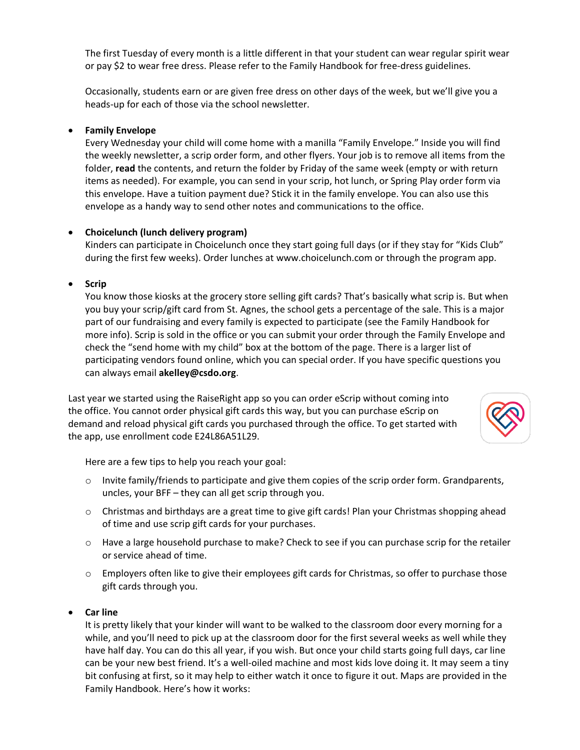The first Tuesday of every month is a little different in that your student can wear regular spirit wear or pay $2 to wear free dress. Please refer to the Family Handbook for free-dress guidelines.

Occasionally, students earn or are given free dress on other days of the week, but we'll give you a heads-up for each of those via the school newsletter.

- **Family Envelope**
  Every Wednesday your child will come home with a manilla "Family Envelope." Inside you will find the weekly newsletter, a scrip order form, and other flyers. Your job is to remove all items from the folder, **read** the contents, and return the folder by Friday of the same week (empty or with return items as needed). For example, you can send in your scrip, hot lunch, or Spring Play order form via this envelope. Have a tuition payment due? Stick it in the family envelope. You can also use this envelope as a handy way to send other notes and communications to the office.

- **Choicelunch (lunch delivery program)**
  Kinders can participate in Choicelunch once they start going full days (or if they stay for "Kids Club" during the first few weeks). Order lunches at www.choicelunch.com or through the program app.

- **Scrip**
  You know those kiosks at the grocery store selling gift cards? That's basically what scrip is. But when you buy your scrip/gift card from St. Agnes, the school gets a percentage of the sale. This is a major part of our fundraising and every family is expected to participate (see the Family Handbook for more info). Scrip is sold in the office or you can submit your order through the Family Envelope and check the "send home with my child" box at the bottom of the page. There is a larger list of participating vendors found online, which you can special order. If you have specific questions you can always email **akelley@csdo.org**.

Last year we started using the RaiseRight app so you can order eScrip without coming into the office. You cannot order physical gift cards this way, but you can purchase eScrip on demand and reload physical gift cards you purchased through the office. To get started with the app, use enrollment code E24L86A51L29.

Here are a few tips to help you reach your goal:

  - Invite family/friends to participate and give them copies of the scrip order form. Grandparents, uncles, your BFF – they can all get scrip through you.
  - Christmas and birthdays are a great time to give gift cards! Plan your Christmas shopping ahead of time and use scrip gift cards for your purchases.
  - Have a large household purchase to make? Check to see if you can purchase scrip for the retailer or service ahead of time.
  - Employers often like to give their employees gift cards for Christmas, so offer to purchase those gift cards through you.

- **Car line**
  It is pretty likely that your kinder will want to be walked to the classroom door every morning for a while, and you'll need to pick up at the classroom door for the first several weeks as well while they have half day. You can do this all year, if you wish. But once your child starts going full days, car line can be your new best friend. It's a well-oiled machine and most kids love doing it. It may seem a tiny bit confusing at first, so it may help to either watch it once to figure it out. Maps are provided in the Family Handbook. Here's how it works: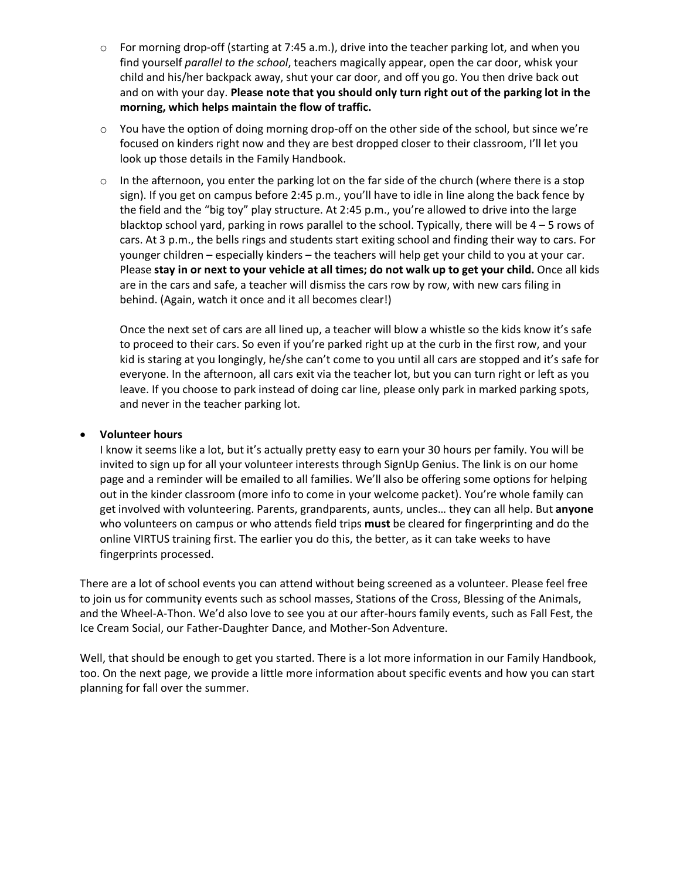- For morning drop-off (starting at 7:45 a.m.), drive into the teacher parking lot, and when you find yourself *parallel to the school*, teachers magically appear, open the car door, whisk your child and his/her backpack away, shut your car door, and off you go. You then drive back out and on with your day. **Please note that you should only turn right out of the parking lot in the morning, which helps maintain the flow of traffic.**
- You have the option of doing morning drop-off on the other side of the school, but since we're focused on kinders right now and they are best dropped closer to their classroom, I'll let you look up those details in the Family Handbook.
- In the afternoon, you enter the parking lot on the far side of the church (where there is a stop sign). If you get on campus before 2:45 p.m., you'll have to idle in line along the back fence by the field and the "big toy" play structure. At 2:45 p.m., you're allowed to drive into the large blacktop school yard, parking in rows parallel to the school. Typically, there will be 4 – 5 rows of cars. At 3 p.m., the bells rings and students start exiting school and finding their way to cars. For younger children – especially kinders – the teachers will help get your child to you at your car. Please **stay in or next to your vehicle at all times; do not walk up to get your child.** Once all kids are in the cars and safe, a teacher will dismiss the cars row by row, with new cars filing in behind. (Again, watch it once and it all becomes clear!)

  Once the next set of cars are all lined up, a teacher will blow a whistle so the kids know it's safe to proceed to their cars. So even if you're parked right up at the curb in the first row, and your kid is staring at you longingly, he/she can't come to you until all cars are stopped and it's safe for everyone. In the afternoon, all cars exit via the teacher lot, but you can turn right or left as you leave. If you choose to park instead of doing car line, please only park in marked parking spots, and never in the teacher parking lot.

- **Volunteer hours**

  I know it seems like a lot, but it's actually pretty easy to earn your 30 hours per family. You will be invited to sign up for all your volunteer interests through SignUp Genius. The link is on our home page and a reminder will be emailed to all families. We'll also be offering some options for helping out in the kinder classroom (more info to come in your welcome packet). You're whole family can get involved with volunteering. Parents, grandparents, aunts, uncles… they can all help. But **anyone** who volunteers on campus or who attends field trips **must** be cleared for fingerprinting and do the online VIRTUS training first. The earlier you do this, the better, as it can take weeks to have fingerprints processed.

There are a lot of school events you can attend without being screened as a volunteer. Please feel free to join us for community events such as school masses, Stations of the Cross, Blessing of the Animals, and the Wheel-A-Thon. We'd also love to see you at our after-hours family events, such as Fall Fest, the Ice Cream Social, our Father-Daughter Dance, and Mother-Son Adventure.

Well, that should be enough to get you started. There is a lot more information in our Family Handbook, too. On the next page, we provide a little more information about specific events and how you can start planning for fall over the summer.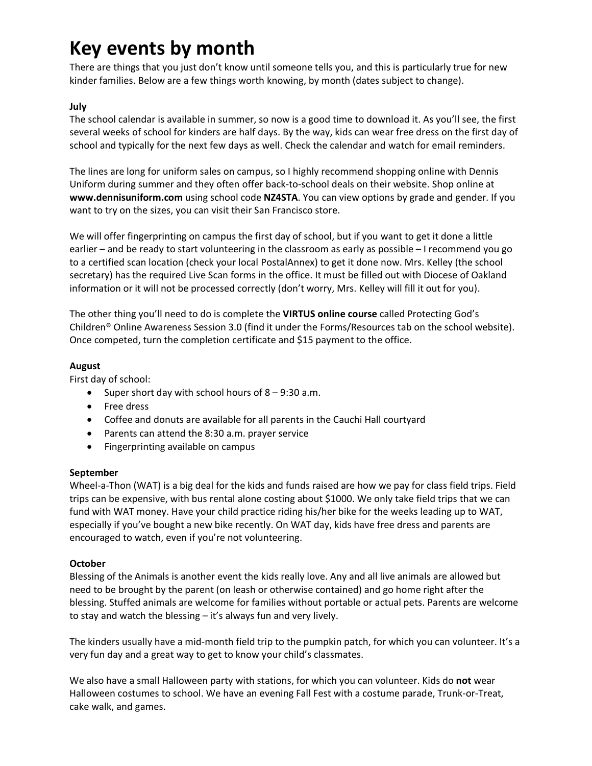# Key events by month

There are things that you just don't know until someone tells you, and this is particularly true for new kinder families. Below are a few things worth knowing, by month (dates subject to change).

**July**

The school calendar is available in summer, so now is a good time to download it. As you'll see, the first several weeks of school for kinders are half days. By the way, kids can wear free dress on the first day of school and typically for the next few days as well. Check the calendar and watch for email reminders.

The lines are long for uniform sales on campus, so I highly recommend shopping online with Dennis Uniform during summer and they often offer back-to-school deals on their website. Shop online at **www.dennisuniform.com** using school code **NZ4STA**. You can view options by grade and gender. If you want to try on the sizes, you can visit their San Francisco store.

We will offer fingerprinting on campus the first day of school, but if you want to get it done a little earlier – and be ready to start volunteering in the classroom as early as possible – I recommend you go to a certified scan location (check your local PostalAnnex) to get it done now. Mrs. Kelley (the school secretary) has the required Live Scan forms in the office. It must be filled out with Diocese of Oakland information or it will not be processed correctly (don't worry, Mrs. Kelley will fill it out for you).

The other thing you'll need to do is complete the **VIRTUS online course** called Protecting God's Children® Online Awareness Session 3.0 (find it under the Forms/Resources tab on the school website). Once competed, turn the completion certificate and $15 payment to the office.

**August**

First day of school:

- Super short day with school hours of 8 – 9:30 a.m.
- Free dress
- Coffee and donuts are available for all parents in the Cauchi Hall courtyard
- Parents can attend the 8:30 a.m. prayer service
- Fingerprinting available on campus

**September**

Wheel-a-Thon (WAT) is a big deal for the kids and funds raised are how we pay for class field trips. Field trips can be expensive, with bus rental alone costing about $1000. We only take field trips that we can fund with WAT money. Have your child practice riding his/her bike for the weeks leading up to WAT, especially if you've bought a new bike recently. On WAT day, kids have free dress and parents are encouraged to watch, even if you're not volunteering.

**October**

Blessing of the Animals is another event the kids really love. Any and all live animals are allowed but need to be brought by the parent (on leash or otherwise contained) and go home right after the blessing. Stuffed animals are welcome for families without portable or actual pets. Parents are welcome to stay and watch the blessing – it's always fun and very lively.

The kinders usually have a mid-month field trip to the pumpkin patch, for which you can volunteer. It's a very fun day and a great way to get to know your child's classmates.

We also have a small Halloween party with stations, for which you can volunteer. Kids do **not** wear Halloween costumes to school. We have an evening Fall Fest with a costume parade, Trunk-or-Treat, cake walk, and games.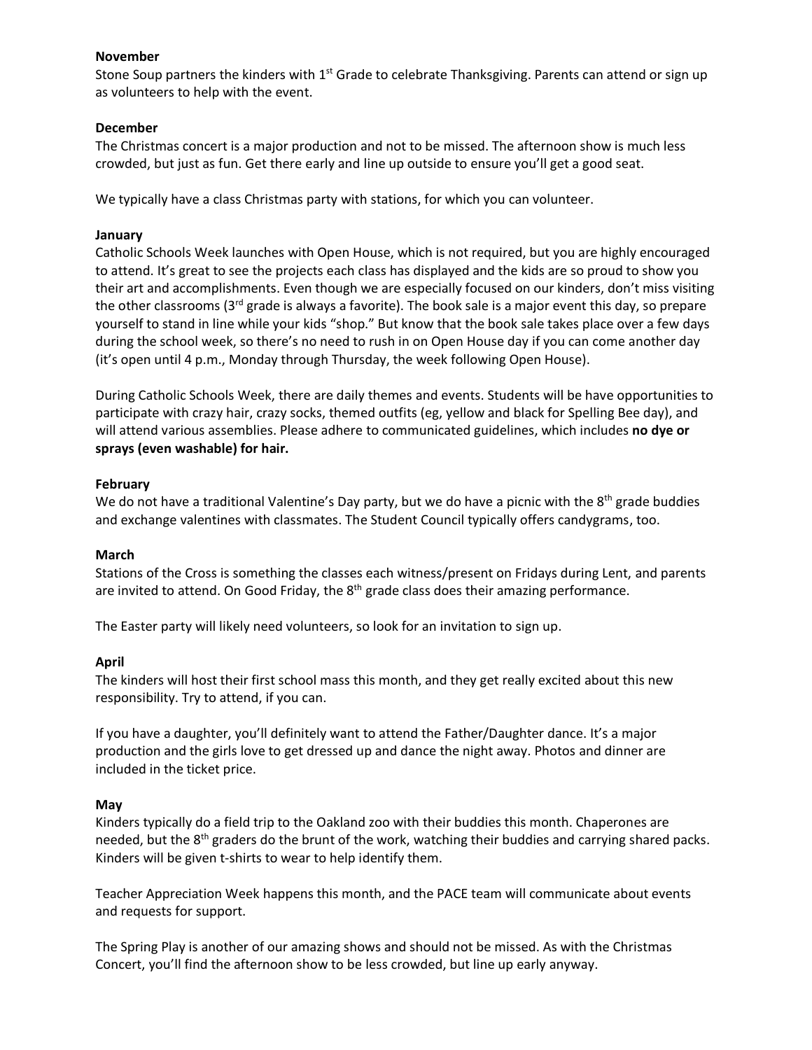**November**

Stone Soup partners the kinders with 1st Grade to celebrate Thanksgiving. Parents can attend or sign up as volunteers to help with the event.

**December**

The Christmas concert is a major production and not to be missed. The afternoon show is much less crowded, but just as fun. Get there early and line up outside to ensure you'll get a good seat.

We typically have a class Christmas party with stations, for which you can volunteer.

**January**

Catholic Schools Week launches with Open House, which is not required, but you are highly encouraged to attend. It's great to see the projects each class has displayed and the kids are so proud to show you their art and accomplishments. Even though we are especially focused on our kinders, don't miss visiting the other classrooms (3rd grade is always a favorite). The book sale is a major event this day, so prepare yourself to stand in line while your kids "shop." But know that the book sale takes place over a few days during the school week, so there's no need to rush in on Open House day if you can come another day (it's open until 4 p.m., Monday through Thursday, the week following Open House).

During Catholic Schools Week, there are daily themes and events. Students will be have opportunities to participate with crazy hair, crazy socks, themed outfits (eg, yellow and black for Spelling Bee day), and will attend various assemblies. Please adhere to communicated guidelines, which includes **no dye or sprays (even washable) for hair.**

**February**

We do not have a traditional Valentine's Day party, but we do have a picnic with the 8th grade buddies and exchange valentines with classmates. The Student Council typically offers candygrams, too.

**March**

Stations of the Cross is something the classes each witness/present on Fridays during Lent, and parents are invited to attend. On Good Friday, the 8th grade class does their amazing performance.

The Easter party will likely need volunteers, so look for an invitation to sign up.

**April**

The kinders will host their first school mass this month, and they get really excited about this new responsibility. Try to attend, if you can.

If you have a daughter, you'll definitely want to attend the Father/Daughter dance. It's a major production and the girls love to get dressed up and dance the night away. Photos and dinner are included in the ticket price.

**May**

Kinders typically do a field trip to the Oakland zoo with their buddies this month. Chaperones are needed, but the 8th graders do the brunt of the work, watching their buddies and carrying shared packs. Kinders will be given t-shirts to wear to help identify them.

Teacher Appreciation Week happens this month, and the PACE team will communicate about events and requests for support.

The Spring Play is another of our amazing shows and should not be missed. As with the Christmas Concert, you'll find the afternoon show to be less crowded, but line up early anyway.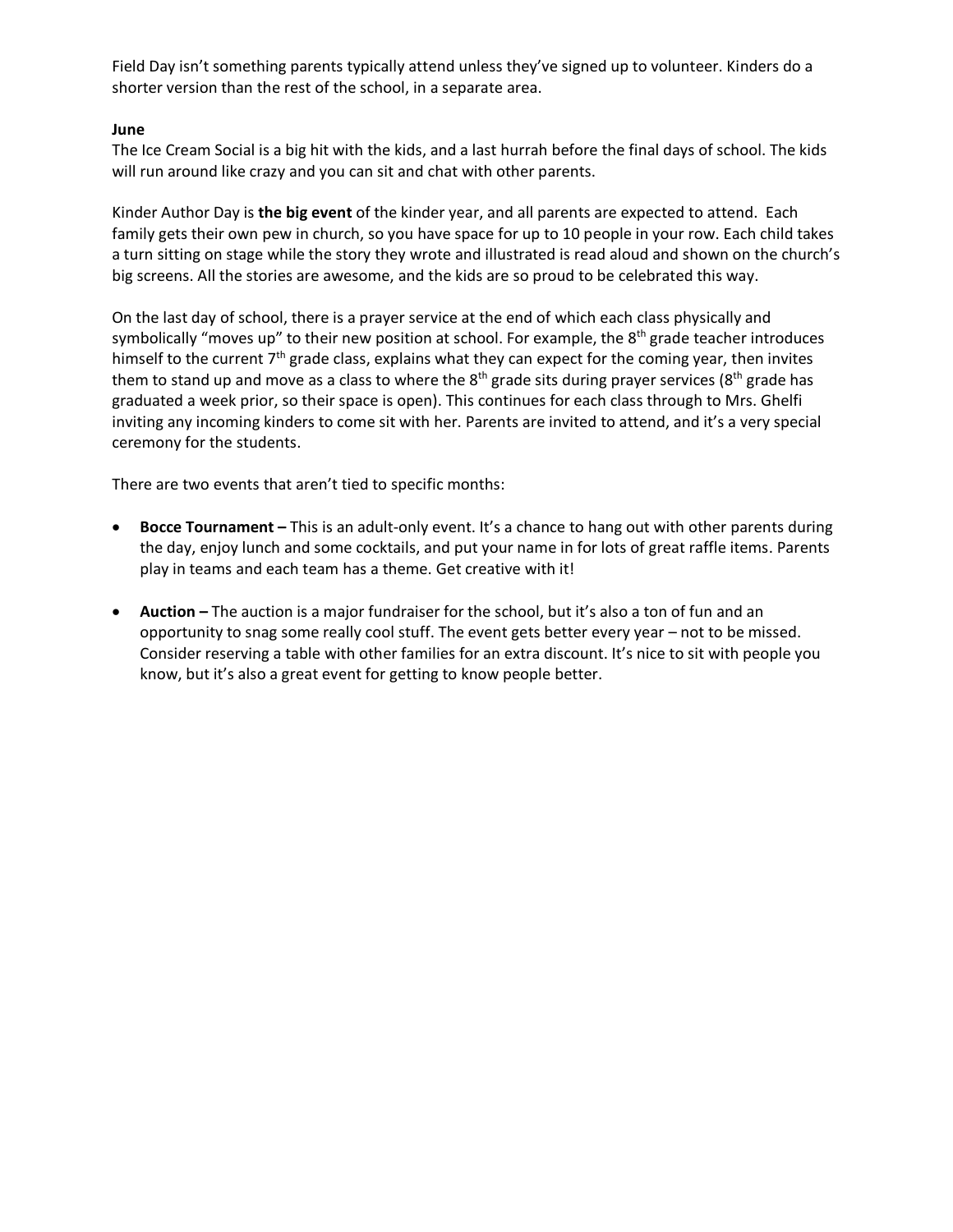Field Day isn't something parents typically attend unless they've signed up to volunteer. Kinders do a shorter version than the rest of the school, in a separate area.

**June**

The Ice Cream Social is a big hit with the kids, and a last hurrah before the final days of school. The kids will run around like crazy and you can sit and chat with other parents.

Kinder Author Day is **the big event** of the kinder year, and all parents are expected to attend. Each family gets their own pew in church, so you have space for up to 10 people in your row. Each child takes a turn sitting on stage while the story they wrote and illustrated is read aloud and shown on the church's big screens. All the stories are awesome, and the kids are so proud to be celebrated this way.

On the last day of school, there is a prayer service at the end of which each class physically and symbolically "moves up" to their new position at school. For example, the 8th grade teacher introduces himself to the current 7th grade class, explains what they can expect for the coming year, then invites them to stand up and move as a class to where the 8th grade sits during prayer services (8th grade has graduated a week prior, so their space is open). This continues for each class through to Mrs. Ghelfi inviting any incoming kinders to come sit with her. Parents are invited to attend, and it's a very special ceremony for the students.

There are two events that aren't tied to specific months:

- **Bocce Tournament –** This is an adult-only event. It's a chance to hang out with other parents during the day, enjoy lunch and some cocktails, and put your name in for lots of great raffle items. Parents play in teams and each team has a theme. Get creative with it!

- **Auction –** The auction is a major fundraiser for the school, but it's also a ton of fun and an opportunity to snag some really cool stuff. The event gets better every year – not to be missed. Consider reserving a table with other families for an extra discount. It's nice to sit with people you know, but it's also a great event for getting to know people better.